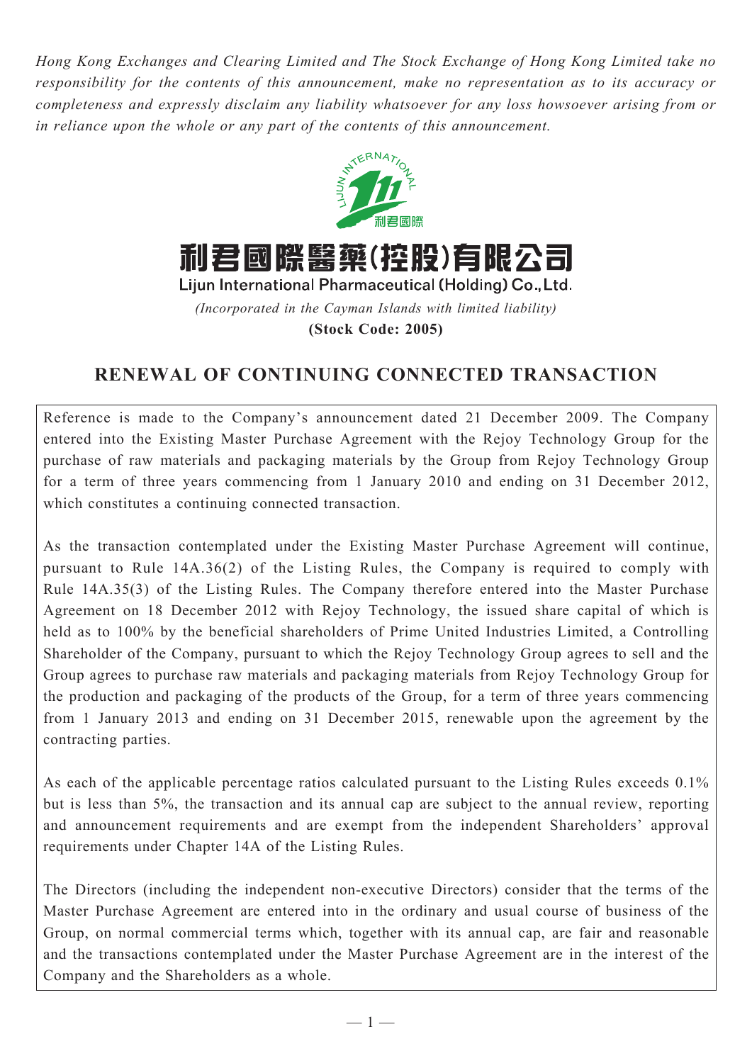*Hong Kong Exchanges and Clearing Limited and The Stock Exchange of Hong Kong Limited take no responsibility for the contents of this announcement, make no representation as to its accuracy or completeness and expressly disclaim any liability whatsoever for any loss howsoever arising from or in reliance upon the whole or any part of the contents of this announcement.*

# 利君國際醫藥(控股)有限公司

**Lijun International Pharmaceutical (Holding) Co., Ltd.**

*(Incorporated in the Cayman Islands with limited liability)*

**(Stock Code: 2005)**

## RENEWAL OF CONTINUING CONNECTED TRANSACTION

Reference is made to the Company's announcement dated 21 December 2009. The Company entered into the Existing Master Purchase Agreement with the Rejoy Technology Group for the purchase of raw materials and packaging materials by the Group from Rejoy Technology Group for a term of three years commencing from 1 January 2010 and ending on 31 December 2012, which constitutes a continuing connected transaction.

As the transaction contemplated under the Existing Master Purchase Agreement will continue, pursuant to Rule 14A.36(2) of the Listing Rules, the Company is required to comply with Rule 14A.35(3) of the Listing Rules. The Company therefore entered into the Master Purchase Agreement on 18 December 2012 with Rejoy Technology, the issued share capital of which is held as to 100% by the beneficial shareholders of Prime United Industries Limited, a Controlling Shareholder of the Company, pursuant to which the Rejoy Technology Group agrees to sell and the Group agrees to purchase raw materials and packaging materials from Rejoy Technology Group for the production and packaging of the products of the Group, for a term of three years commencing from 1 January 2013 and ending on 31 December 2015, renewable upon the agreement by the contracting parties.

As each of the applicable percentage ratios calculated pursuant to the Listing Rules exceeds 0.1% but is less than 5%, the transaction and its annual cap are subject to the annual review, reporting and announcement requirements and are exempt from the independent Shareholders' approval requirements under Chapter 14A of the Listing Rules.

The Directors (including the independent non-executive Directors) consider that the terms of the Master Purchase Agreement are entered into in the ordinary and usual course of business of the Group, on normal commercial terms which, together with its annual cap, are fair and reasonable and the transactions contemplated under the Master Purchase Agreement are in the interest of the Company and the Shareholders as a whole.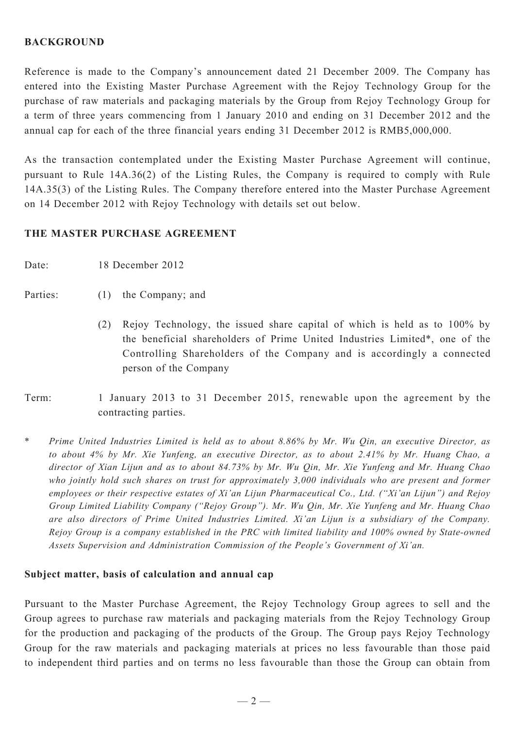## BACKGROUND

Reference is made to the Company's announcement dated 21 December 2009. The Company has entered into the Existing Master Purchase Agreement with the Rejoy Technology Group for the purchase of raw materials and packaging materials by the Group from Rejoy Technology Group for a term of three years commencing from 1 January 2010 and ending on 31 December 2012 and the annual cap for each of the three financial years ending 31 December 2012 is RMB5,000,000.

As the transaction contemplated under the Existing Master Purchase Agreement will continue, pursuant to Rule 14A.36(2) of the Listing Rules, the Company is required to comply with Rule 14A.35(3) of the Listing Rules. The Company therefore entered into the Master Purchase Agreement on 14 December 2012 with Rejoy Technology with details set out below.

## THE MASTER PURCHASE AGREEMENT

Date: 18 December 2012

Parties:

(1) the Company; and

(2) Rejoy Technology, the issued share capital of which is held as to 100% by the beneficial shareholders of Prime United Industries Limited*, one of the Controlling Shareholders of the Company and is accordingly a connected person of the Company

Term: 1 January 2013 to 31 December 2015, renewable upon the agreement by the contracting parties.

\* *Prime United Industries Limited is held as to about 8.86% by Mr. Wu Qin, an executive Director, as to about 4% by Mr. Xie Yunfeng, an executive Director, as to about 2.41% by Mr. Huang Chao, a director of Xian Lijun and as to about 84.73% by Mr. Wu Qin, Mr. Xie Yunfeng and Mr. Huang Chao who jointly hold such shares on trust for approximately 3,000 individuals who are present and former employees or their respective estates of Xi'an Lijun Pharmaceutical Co., Ltd. ("Xi'an Lijun") and Rejoy Group Limited Liability Company ("Rejoy Group"). Mr. Wu Qin, Mr. Xie Yunfeng and Mr. Huang Chao are also directors of Prime United Industries Limited. Xi'an Lijun is a subsidiary of the Company. Rejoy Group is a company established in the PRC with limited liability and 100% owned by State-owned Assets Supervision and Administration Commission of the People's Government of Xi'an.*

### Subject matter, basis of calculation and annual cap

Pursuant to the Master Purchase Agreement, the Rejoy Technology Group agrees to sell and the Group agrees to purchase raw materials and packaging materials from the Rejoy Technology Group for the production and packaging of the products of the Group. The Group pays Rejoy Technology Group for the raw materials and packaging materials at prices no less favourable than those paid to independent third parties and on terms no less favourable than those the Group can obtain from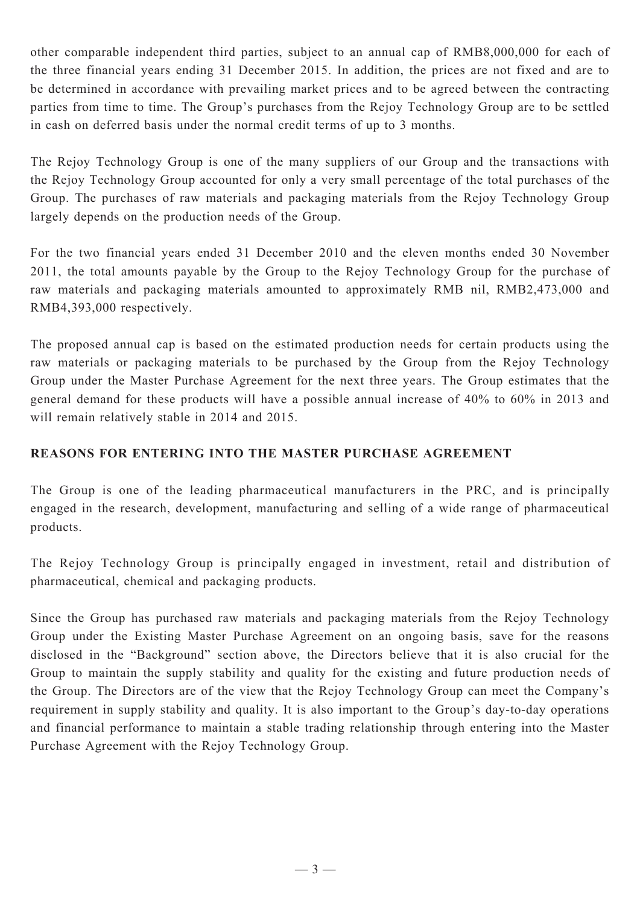other comparable independent third parties, subject to an annual cap of RMB8,000,000 for each of the three financial years ending 31 December 2015. In addition, the prices are not fixed and are to be determined in accordance with prevailing market prices and to be agreed between the contracting parties from time to time. The Group's purchases from the Rejoy Technology Group are to be settled in cash on deferred basis under the normal credit terms of up to 3 months.

The Rejoy Technology Group is one of the many suppliers of our Group and the transactions with the Rejoy Technology Group accounted for only a very small percentage of the total purchases of the Group. The purchases of raw materials and packaging materials from the Rejoy Technology Group largely depends on the production needs of the Group.

For the two financial years ended 31 December 2010 and the eleven months ended 30 November 2011, the total amounts payable by the Group to the Rejoy Technology Group for the purchase of raw materials and packaging materials amounted to approximately RMB nil, RMB2,473,000 and RMB4,393,000 respectively.

The proposed annual cap is based on the estimated production needs for certain products using the raw materials or packaging materials to be purchased by the Group from the Rejoy Technology Group under the Master Purchase Agreement for the next three years. The Group estimates that the general demand for these products will have a possible annual increase of 40% to 60% in 2013 and will remain relatively stable in 2014 and 2015.

## REASONS FOR ENTERING INTO THE MASTER PURCHASE AGREEMENT

The Group is one of the leading pharmaceutical manufacturers in the PRC, and is principally engaged in the research, development, manufacturing and selling of a wide range of pharmaceutical products.

The Rejoy Technology Group is principally engaged in investment, retail and distribution of pharmaceutical, chemical and packaging products.

Since the Group has purchased raw materials and packaging materials from the Rejoy Technology Group under the Existing Master Purchase Agreement on an ongoing basis, save for the reasons disclosed in the "Background" section above, the Directors believe that it is also crucial for the Group to maintain the supply stability and quality for the existing and future production needs of the Group. The Directors are of the view that the Rejoy Technology Group can meet the Company's requirement in supply stability and quality. It is also important to the Group's day-to-day operations and financial performance to maintain a stable trading relationship through entering into the Master Purchase Agreement with the Rejoy Technology Group.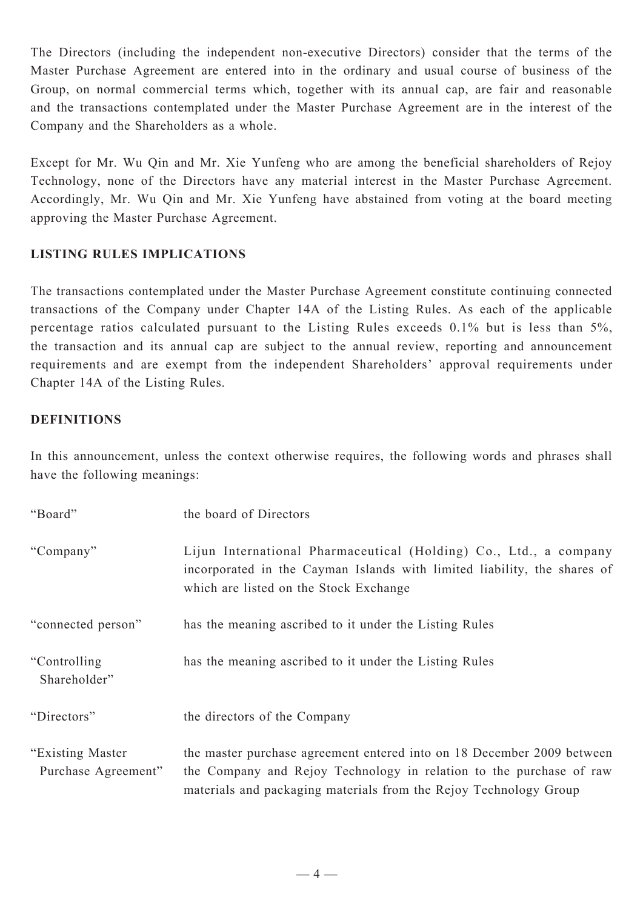The Directors (including the independent non-executive Directors) consider that the terms of the Master Purchase Agreement are entered into in the ordinary and usual course of business of the Group, on normal commercial terms which, together with its annual cap, are fair and reasonable and the transactions contemplated under the Master Purchase Agreement are in the interest of the Company and the Shareholders as a whole.

Except for Mr. Wu Qin and Mr. Xie Yunfeng who are among the beneficial shareholders of Rejoy Technology, none of the Directors have any material interest in the Master Purchase Agreement. Accordingly, Mr. Wu Qin and Mr. Xie Yunfeng have abstained from voting at the board meeting approving the Master Purchase Agreement.

**LISTING RULES IMPLICATIONS**

The transactions contemplated under the Master Purchase Agreement constitute continuing connected transactions of the Company under Chapter 14A of the Listing Rules. As each of the applicable percentage ratios calculated pursuant to the Listing Rules exceeds 0.1% but is less than 5%, the transaction and its annual cap are subject to the annual review, reporting and announcement requirements and are exempt from the independent Shareholders' approval requirements under Chapter 14A of the Listing Rules.

**DEFINITIONS**

In this announcement, unless the context otherwise requires, the following words and phrases shall have the following meanings:

| | |
|---|---|
| "Board" | the board of Directors |
| "Company" | Lijun International Pharmaceutical (Holding) Co., Ltd., a company incorporated in the Cayman Islands with limited liability, the shares of which are listed on the Stock Exchange |
| "connected person" | has the meaning ascribed to it under the Listing Rules |
| "Controlling Shareholder" | has the meaning ascribed to it under the Listing Rules |
| "Directors" | the directors of the Company |
| "Existing Master Purchase Agreement" | the master purchase agreement entered into on 18 December 2009 between the Company and Rejoy Technology in relation to the purchase of raw materials and packaging materials from the Rejoy Technology Group |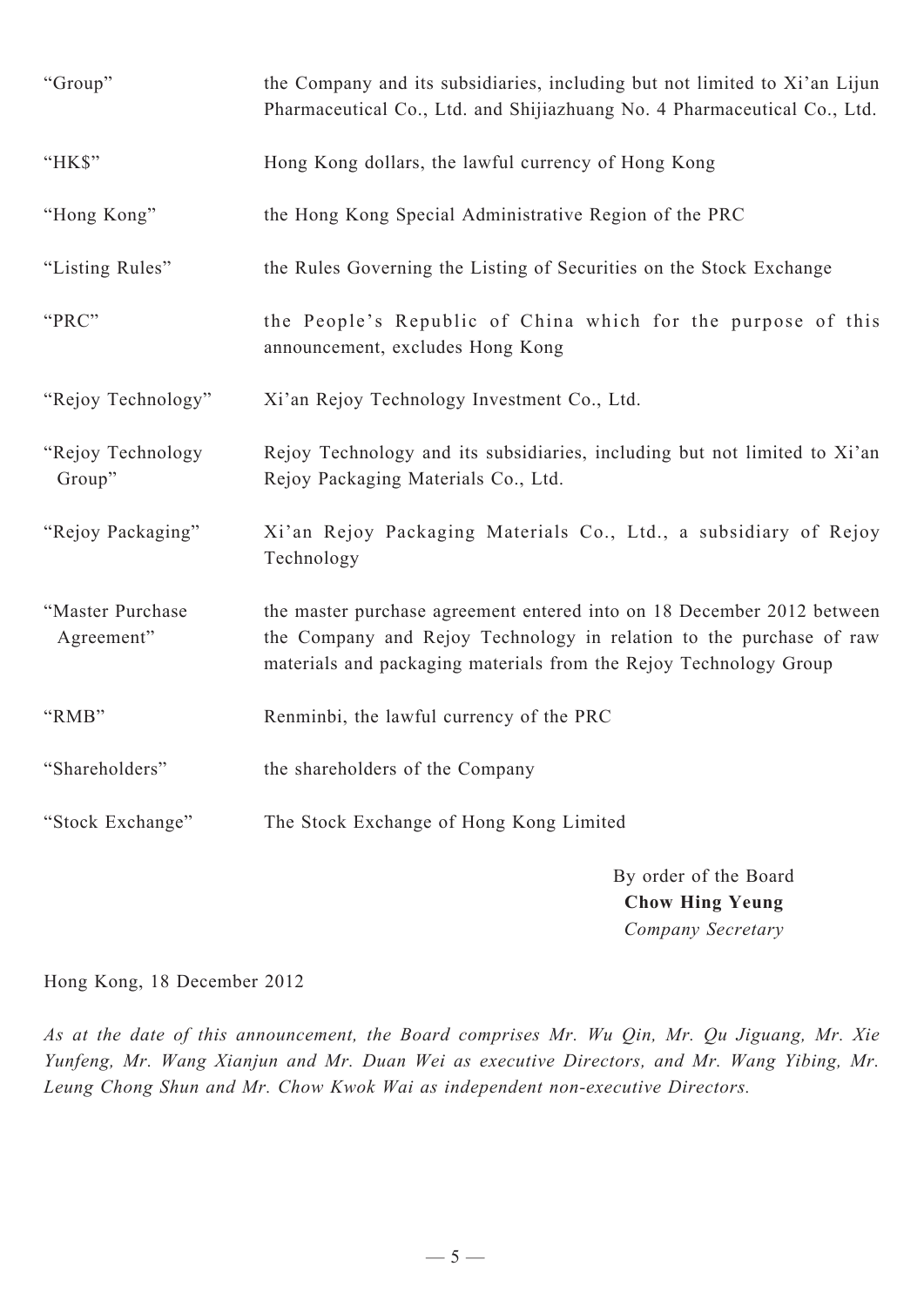| | |
|---|---|
| "Group" | the Company and its subsidiaries, including but not limited to Xi'an Lijun Pharmaceutical Co., Ltd. and Shijiazhuang No. 4 Pharmaceutical Co., Ltd. |
| "HK$" | Hong Kong dollars, the lawful currency of Hong Kong |
| "Hong Kong" | the Hong Kong Special Administrative Region of the PRC |
| "Listing Rules" | the Rules Governing the Listing of Securities on the Stock Exchange |
| "PRC" | the People's Republic of China which for the purpose of this announcement, excludes Hong Kong |
| "Rejoy Technology" | Xi'an Rejoy Technology Investment Co., Ltd. |
| "Rejoy Technology Group" | Rejoy Technology and its subsidiaries, including but not limited to Xi'an Rejoy Packaging Materials Co., Ltd. |
| "Rejoy Packaging" | Xi'an Rejoy Packaging Materials Co., Ltd., a subsidiary of Rejoy Technology |
| "Master Purchase Agreement" | the master purchase agreement entered into on 18 December 2012 between the Company and Rejoy Technology in relation to the purchase of raw materials and packaging materials from the Rejoy Technology Group |
| "RMB" | Renminbi, the lawful currency of the PRC |
| "Shareholders" | the shareholders of the Company |
| "Stock Exchange" | The Stock Exchange of Hong Kong Limited |

By order of the Board
**Chow Hing Yeung**
*Company Secretary*

Hong Kong, 18 December 2012

*As at the date of this announcement, the Board comprises Mr. Wu Qin, Mr. Qu Jiguang, Mr. Xie Yunfeng, Mr. Wang Xianjun and Mr. Duan Wei as executive Directors, and Mr. Wang Yibing, Mr. Leung Chong Shun and Mr. Chow Kwok Wai as independent non-executive Directors.*